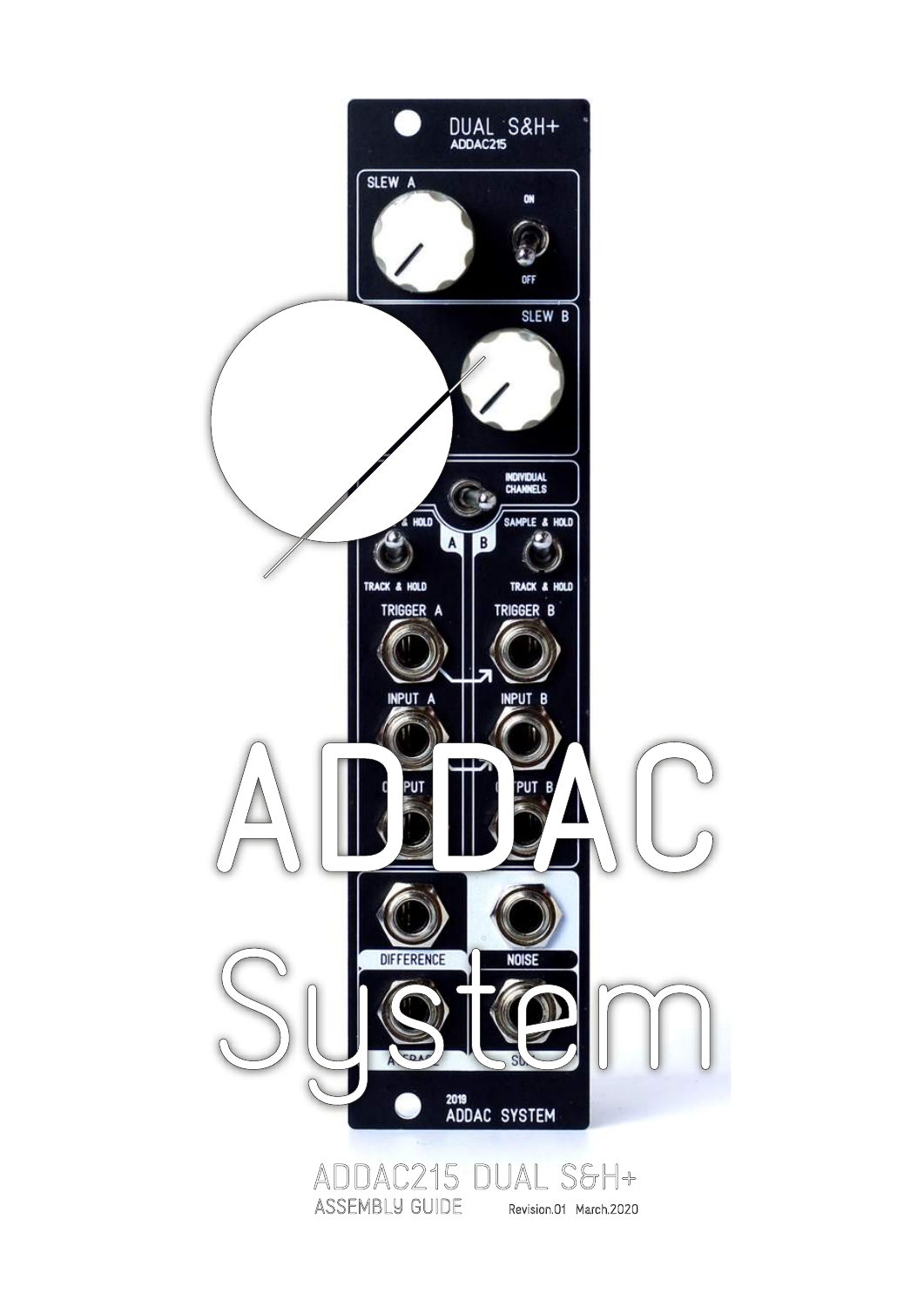# ADDAC System

ADDAC215 DUAL S&H+

ASSEMBLY GUIDE

Revision.01 March.2020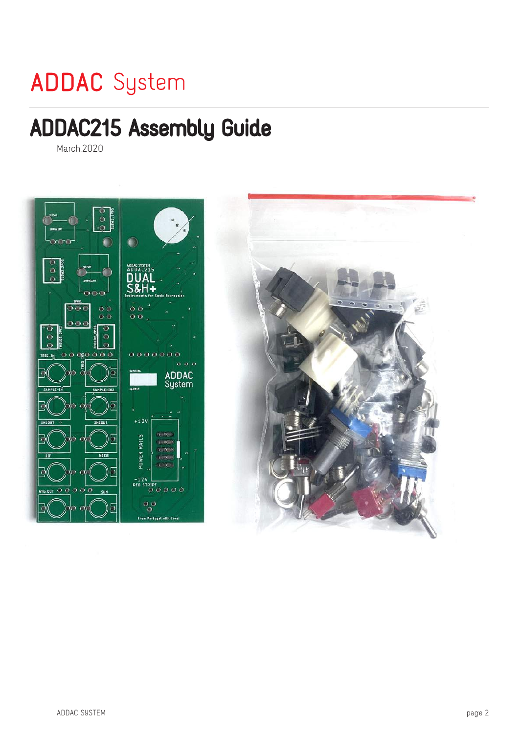ADDAC System

# ADDAC215 Assembly Guide

March.2020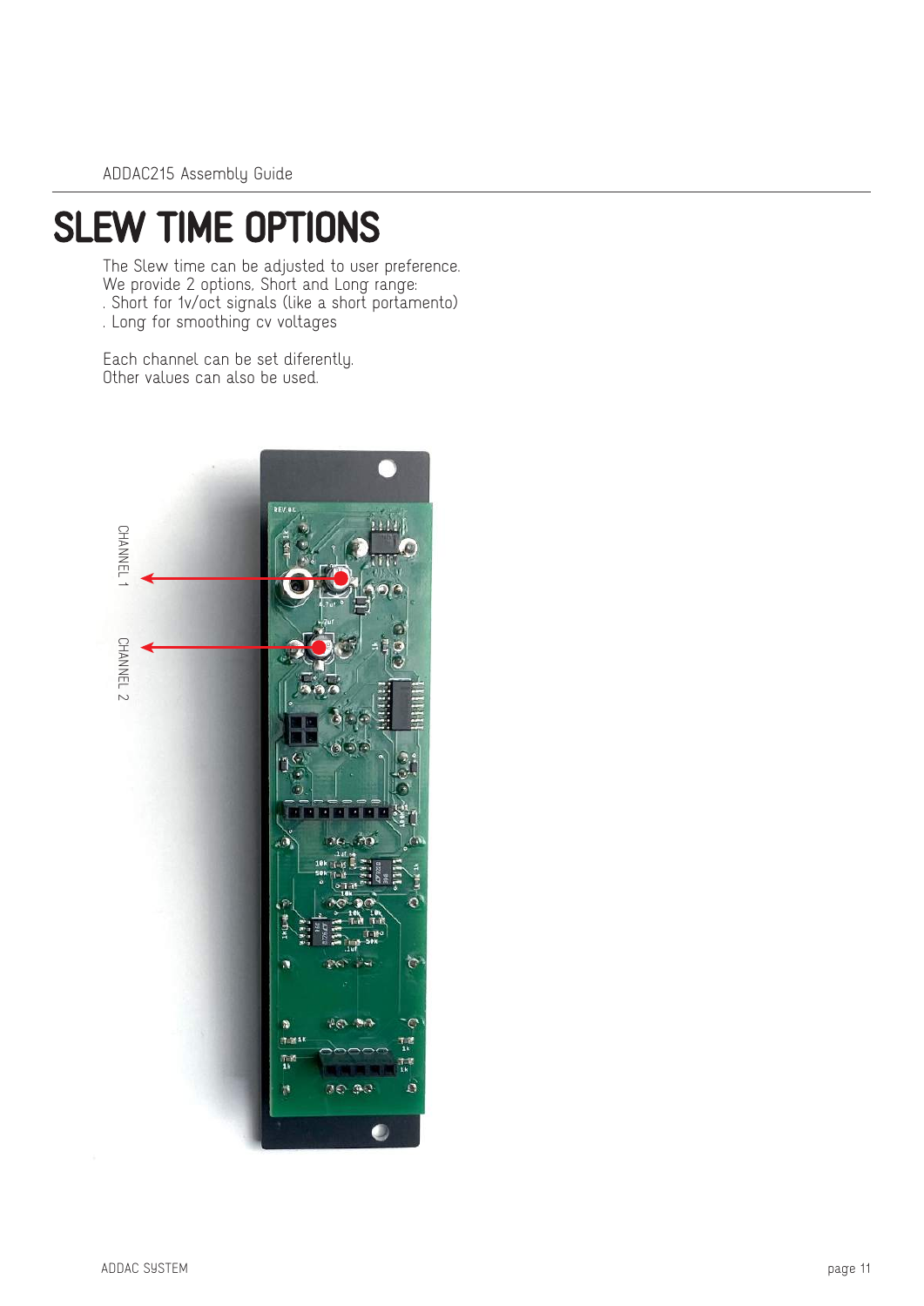# SLEW TIME OPTIONS

The Slew time can be adjusted to user preference.
We provide 2 options, Short and Long range:
. Short for 1v/oct signals (like a short portamento)
. Long for smoothing cv voltages

Each channel can be set diferently.
Other values can also be used.

CHANNEL 1

CHANNEL 2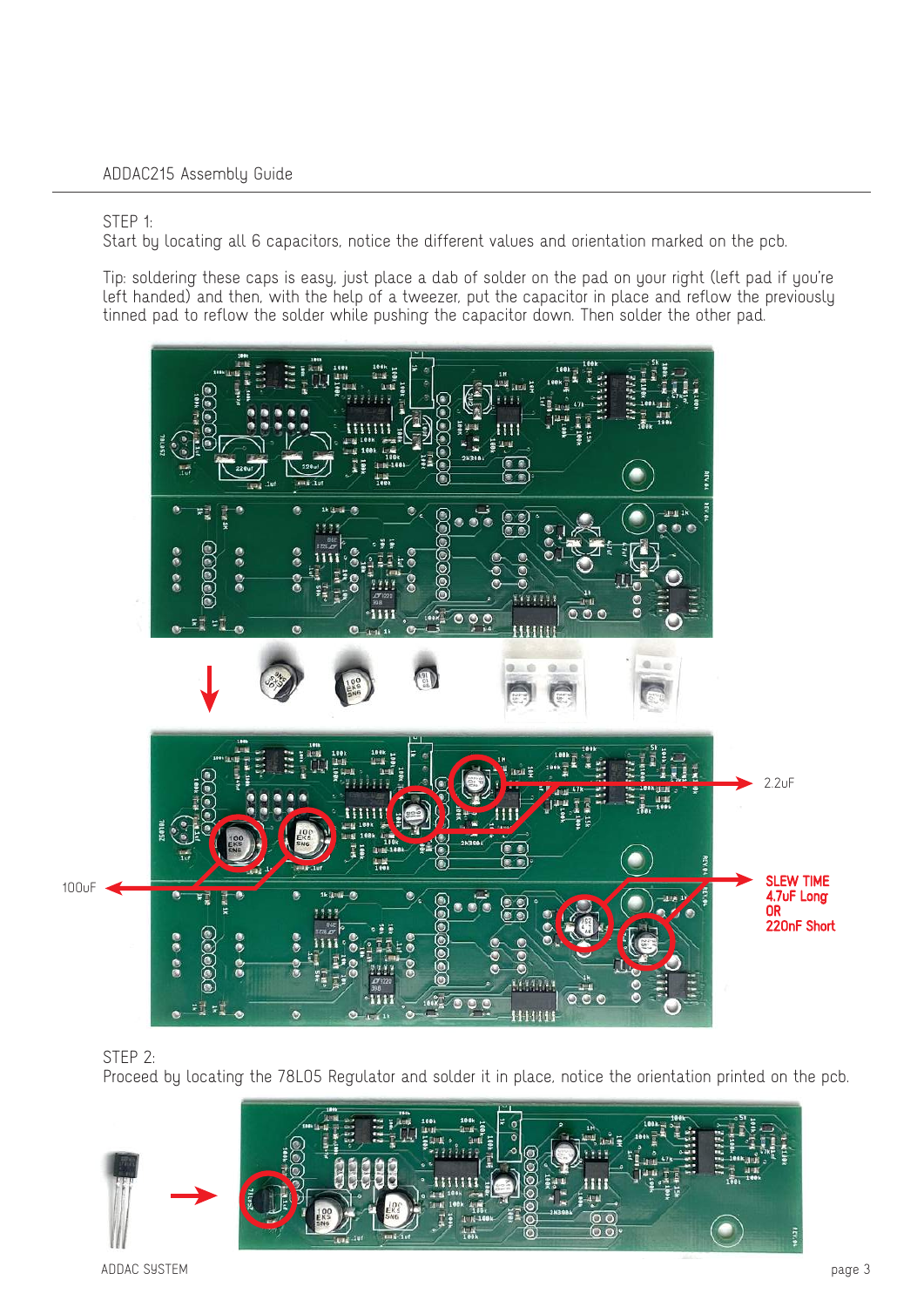STEP 1:
Start by locating all 6 capacitors, notice the different values and orientation marked on the pcb.

Tip: soldering these caps is easy, just place a dab of solder on the pad on your right (left pad if you're left handed) and then, with the help of a tweezer, put the capacitor in place and reflow the previously tinned pad to reflow the solder while pushing the capacitor down. Then solder the other pad.

2.2uF

100uF

SLEW TIME
4,7uF Long
OR
220nF Short

STEP 2:
Proceed by locating the 78L05 Regulator and solder it in place, notice the orientation printed on the pcb.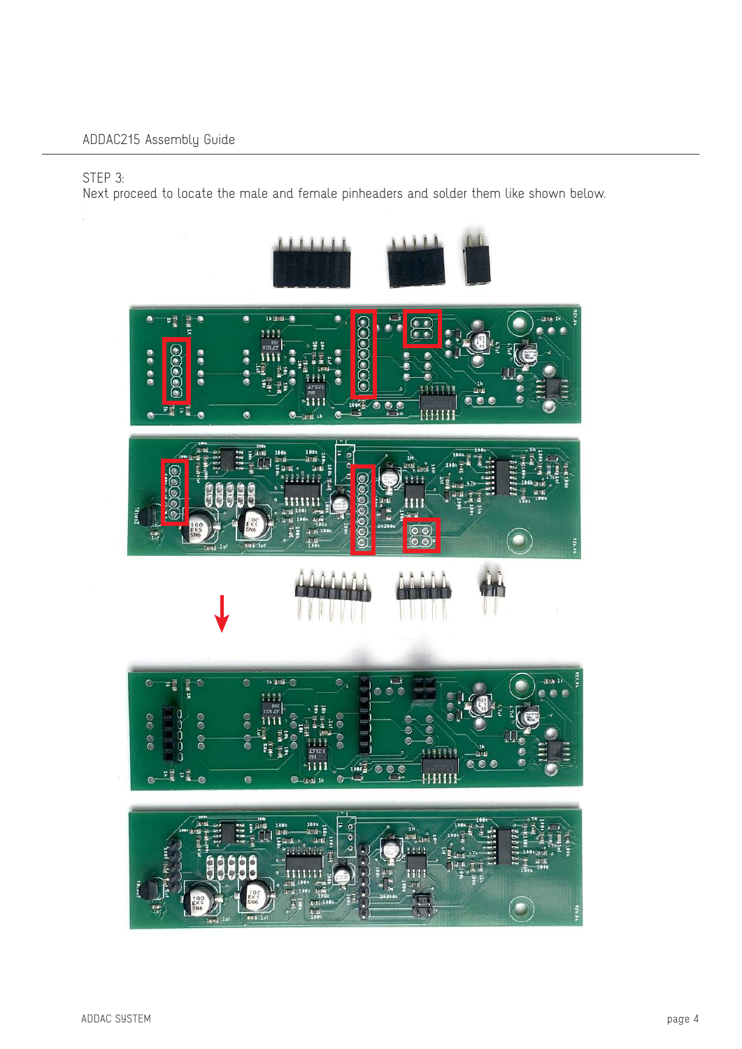STEP 3:
Next proceed to locate the male and female pinheaders and solder them like shown below.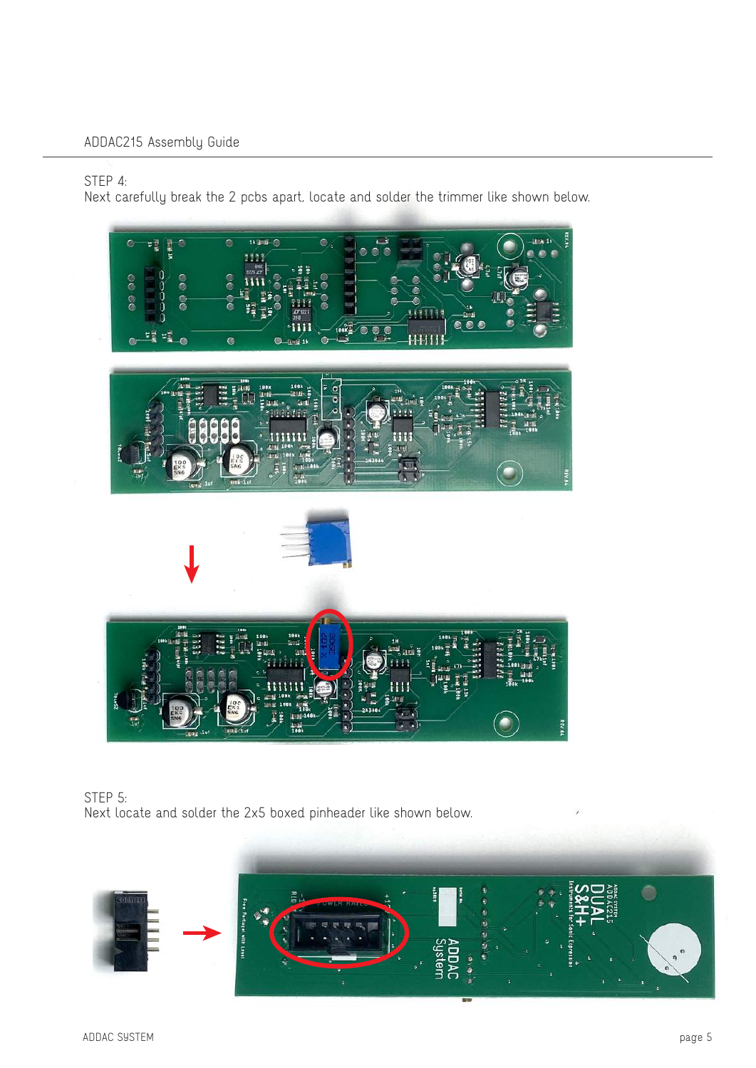STEP 4:
Next carefully break the 2 pcbs apart, locate and solder the trimmer like shown below.

STEP 5:
Next locate and solder the 2x5 boxed pinheader like shown below.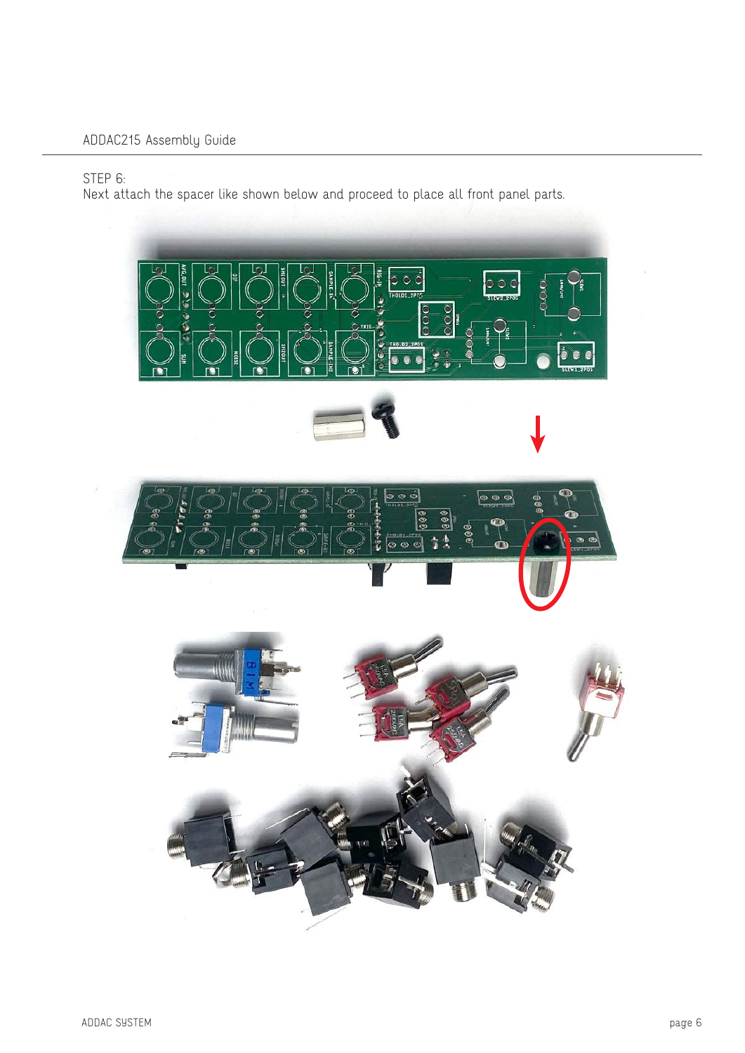STEP 6:
Next attach the spacer like shown below and proceed to place all front panel parts.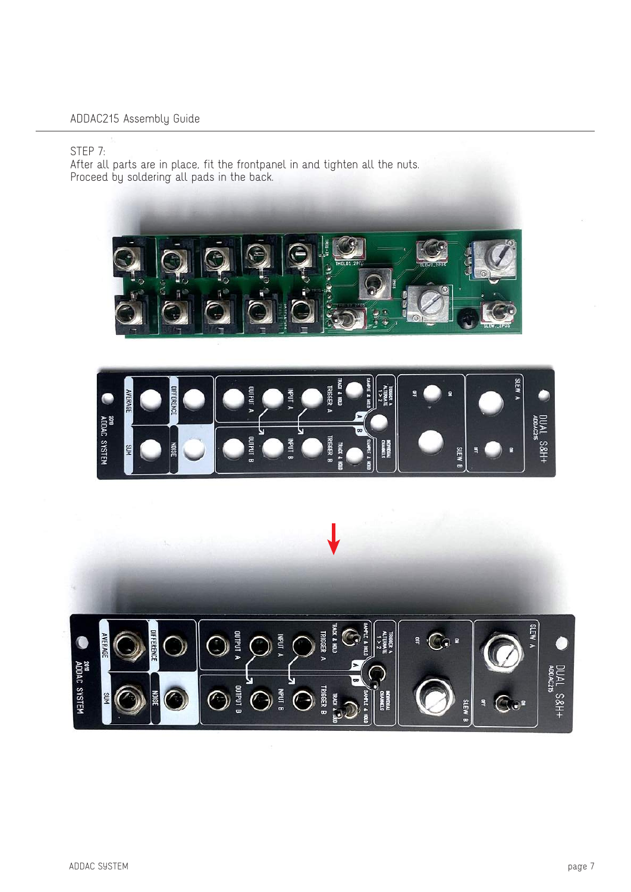STEP 7:
After all parts are in place, fit the frontpanel in and tighten all the nuts.
Proceed by soldering all pads in the back.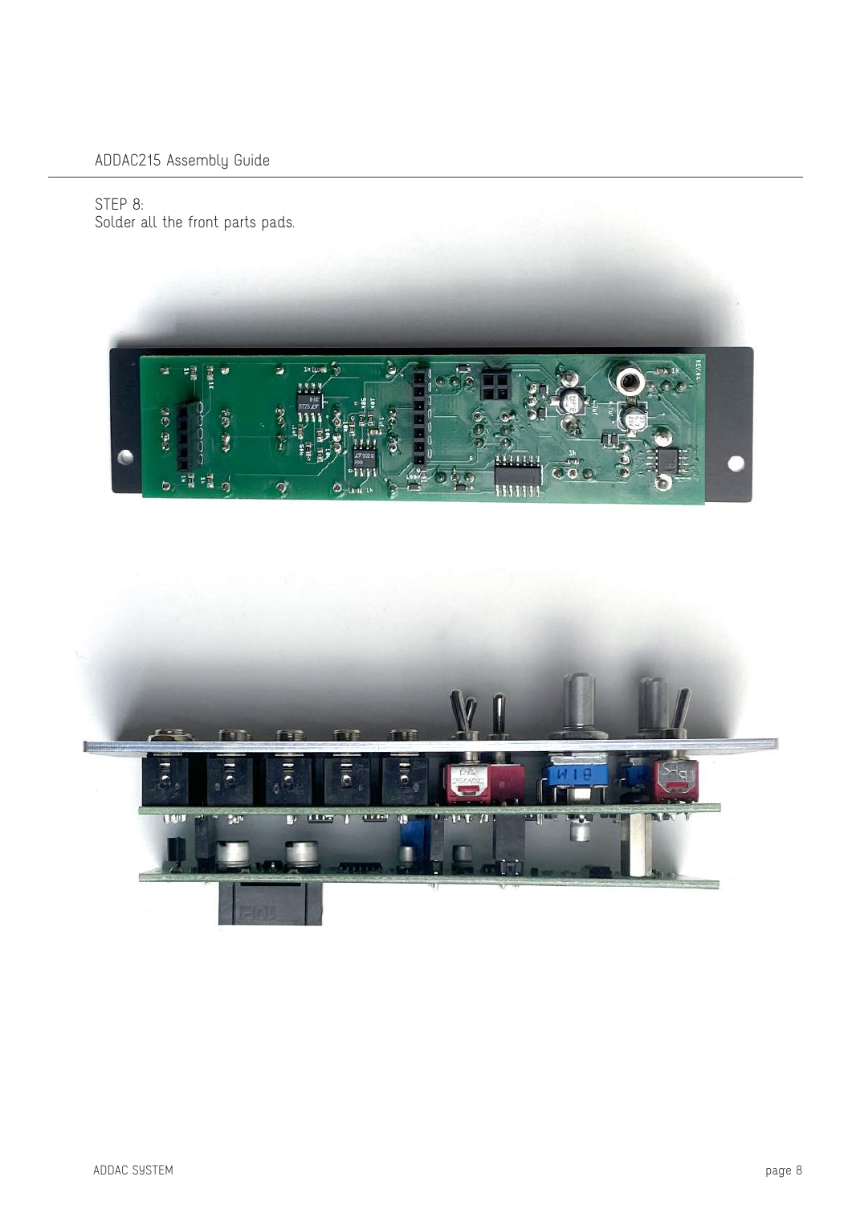STEP 8:
Solder all the front parts pads.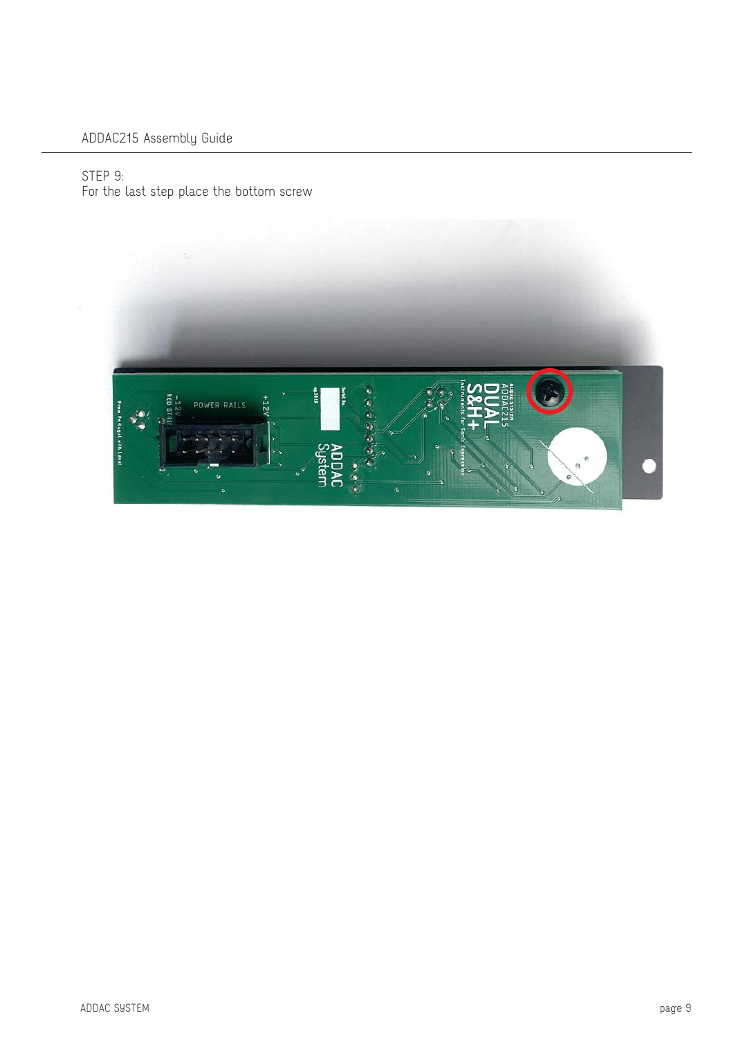STEP 9:
For the last step place the bottom screw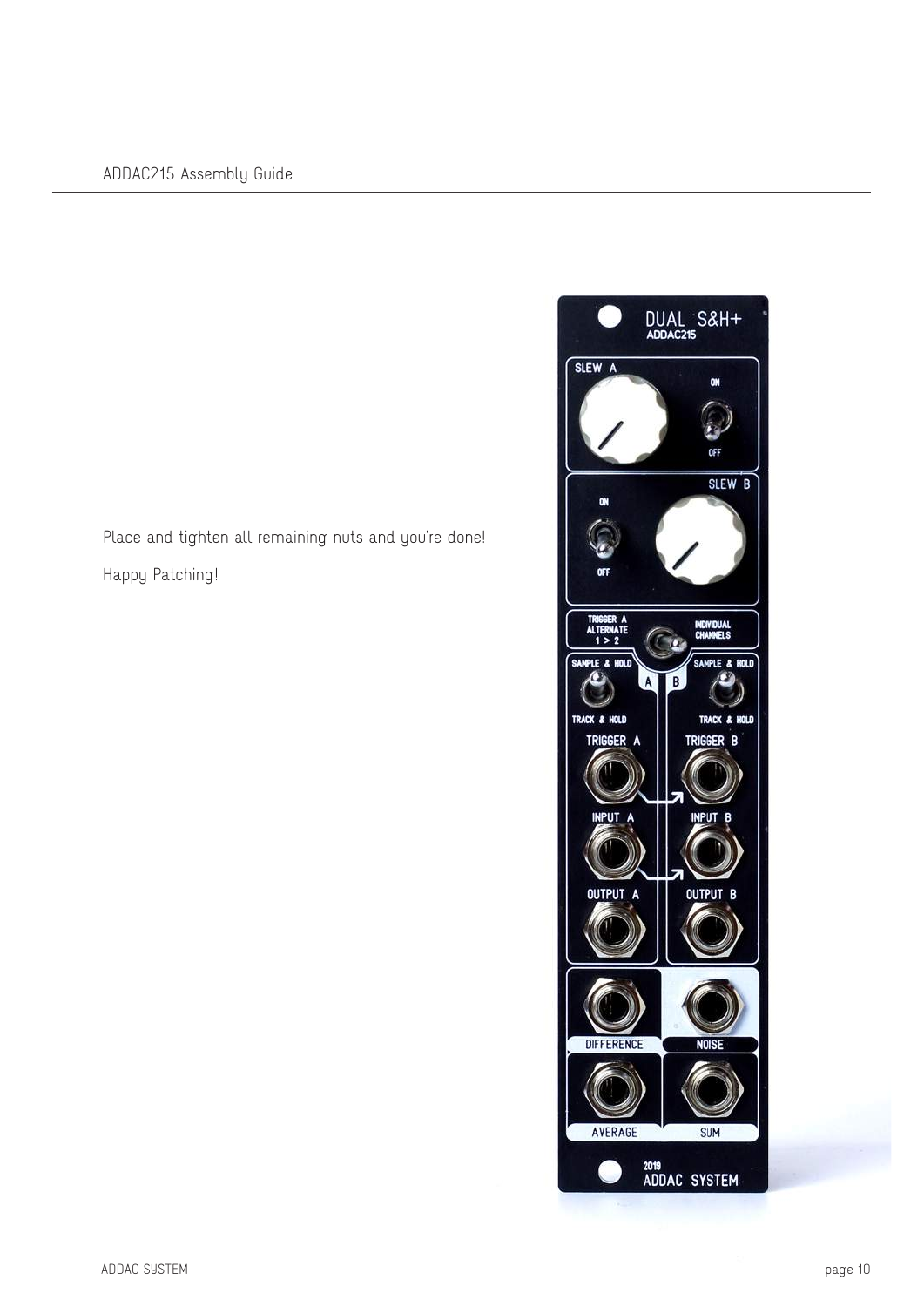Place and tighten all remaining nuts and you're done!

Happy Patching!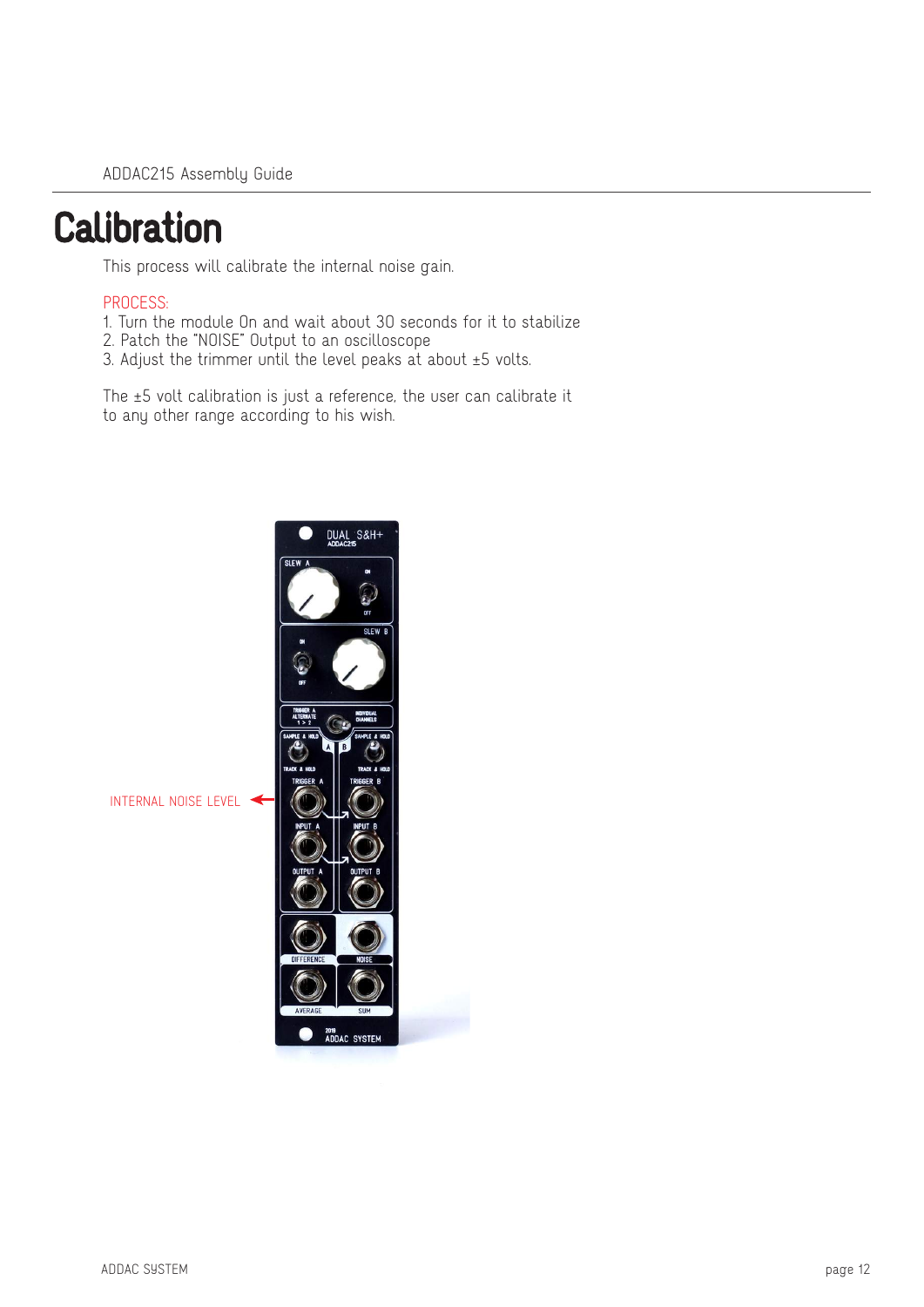# Calibration

This process will calibrate the internal noise gain.

PROCESS:

1. Turn the module On and wait about 30 seconds for it to stabilize
2. Patch the "NOISE" Output to an oscilloscope
3. Adjust the trimmer until the level peaks at about ±5 volts.

The ±5 volt calibration is just a reference, the user can calibrate it to any other range according to his wish.

INTERNAL NOISE LEVEL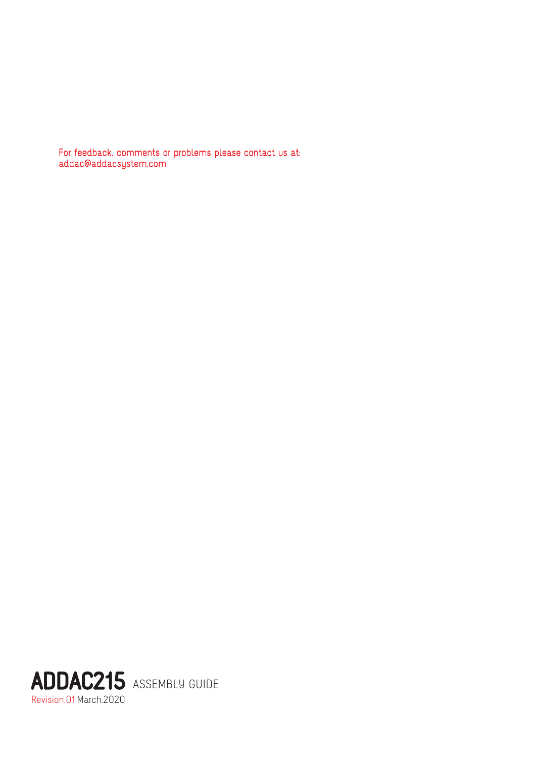For feedback, comments or problems please contact us at:
addac@addacsystem.com

**ADDAC215** ASSEMBLY GUIDE
Revision.01 March.2020